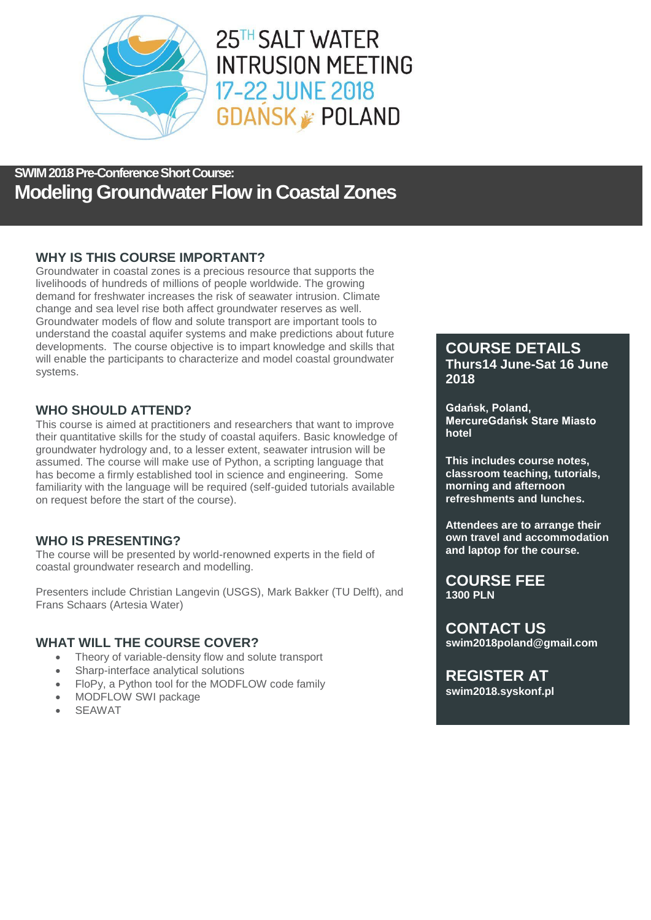# 25TH SALT WATER INTRUSION MEETING
## 17-22 JUNE 2018
## GDAŃSK POLAND

**SWIM 2018 Pre-Conference Short Course:**

# Modeling Groundwater Flow in Coastal Zones

### WHY IS THIS COURSE IMPORTANT?

Groundwater in coastal zones is a precious resource that supports the livelihoods of hundreds of millions of people worldwide. The growing demand for freshwater increases the risk of seawater intrusion. Climate change and sea level rise both affect groundwater reserves as well. Groundwater models of flow and solute transport are important tools to understand the coastal aquifer systems and make predictions about future developments. The course objective is to impart knowledge and skills that will enable the participants to characterize and model coastal groundwater systems.

### WHO SHOULD ATTEND?

This course is aimed at practitioners and researchers that want to improve their quantitative skills for the study of coastal aquifers. Basic knowledge of groundwater hydrology and, to a lesser extent, seawater intrusion will be assumed. The course will make use of Python, a scripting language that has become a firmly established tool in science and engineering. Some familiarity with the language will be required (self-guided tutorials available on request before the start of the course).

### WHO IS PRESENTING?

The course will be presented by world-renowned experts in the field of coastal groundwater research and modelling.

Presenters include Christian Langevin (USGS), Mark Bakker (TU Delft), and Frans Schaars (Artesia Water)

### WHAT WILL THE COURSE COVER?

- Theory of variable-density flow and solute transport
- Sharp-interface analytical solutions
- FloPy, a Python tool for the MODFLOW code family
- MODFLOW SWI package
- SEAWAT

### COURSE DETAILS

**Thurs14 June-Sat 16 June 2018**

**Gdańsk, Poland, MercureGdańsk Stare Miasto hotel**

**This includes course notes, classroom teaching, tutorials, morning and afternoon refreshments and lunches.**

**Attendees are to arrange their own travel and accommodation and laptop for the course.**

### COURSE FEE

**1300 PLN**

### CONTACT US

**swim2018poland@gmail.com**

### REGISTER AT

**swim2018.syskonf.pl**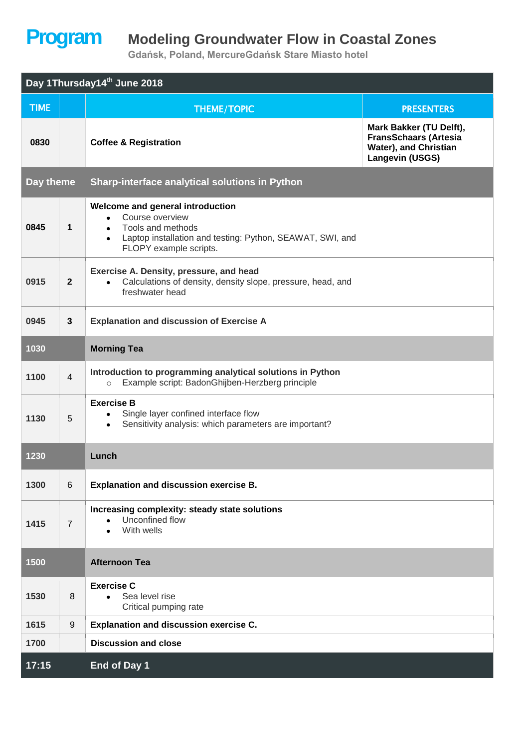# Program

## Modeling Groundwater Flow in Coastal Zones

**Gdańsk, Poland, MercureGdańsk Stare Miasto hotel**

| Day 1Thursday14th June 2018 | | | |
|---|---|---|---|
| **TIME** | | **THEME/TOPIC** | **PRESENTERS** |
| **0830** | | **Coffee & Registration** | **Mark Bakker (TU Delft), FransSchaars (Artesia Water), and Christian Langevin (USGS)** |
| **Day theme** | | **Sharp-interface analytical solutions in Python** | |
| **0845** | **1** | **Welcome and general introduction**<br>• Course overview<br>• Tools and methods<br>• Laptop installation and testing: Python, SEAWAT, SWI, and FLOPY example scripts. | |
| **0915** | **2** | **Exercise A. Density, pressure, and head**<br>• Calculations of density, density slope, pressure, head, and freshwater head | |
| **0945** | **3** | **Explanation and discussion of Exercise A** | |
| **1030** | | **Morning Tea** | |
| **1100** | 4 | **Introduction to programming analytical solutions in Python**<br>○ Example script: BadonGhijben-Herzberg principle | |
| **1130** | 5 | **Exercise B**<br>• Single layer confined interface flow<br>• Sensitivity analysis: which parameters are important? | |
| **1230** | | **Lunch** | |
| **1300** | 6 | **Explanation and discussion exercise B.** | |
| **1415** | 7 | **Increasing complexity: steady state solutions**<br>• Unconfined flow<br>• With wells | |
| **1500** | | **Afternoon Tea** | |
| **1530** | 8 | **Exercise C**<br>• Sea level rise<br>Critical pumping rate | |
| **1615** | 9 | **Explanation and discussion exercise C.** | |
| **1700** | | **Discussion and close** | |
| **17:15** | | **End of Day 1** | |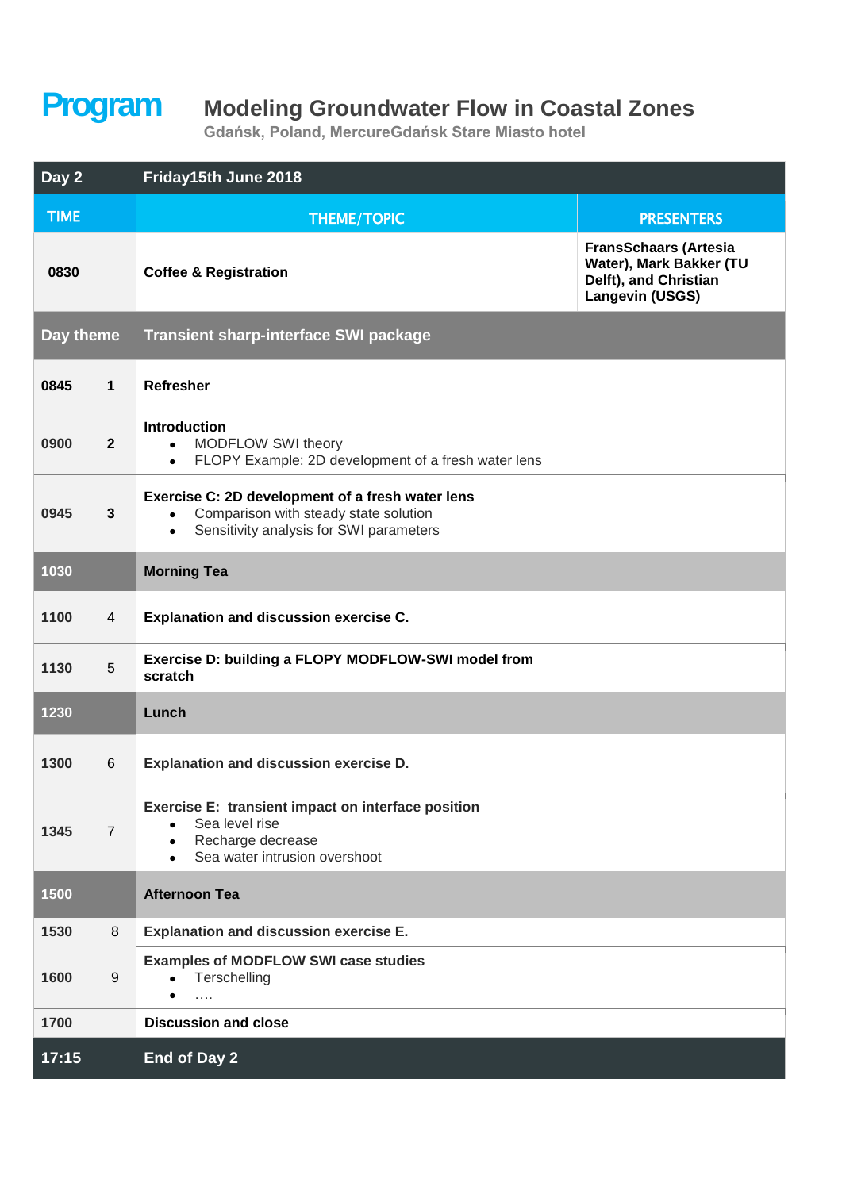# Program

## Modeling Groundwater Flow in Coastal Zones

**Gdańsk, Poland, MercureGdańsk Stare Miasto hotel**

| Day 2 | | Friday15th June 2018 | |
|---|---|---|---|
| **TIME** | | **THEME/TOPIC** | **PRESENTERS** |
| **0830** | | **Coffee & Registration** | **FransSchaars (Artesia Water), Mark Bakker (TU Delft), and Christian Langevin (USGS)** |
| **Day theme** | | **Transient sharp-interface SWI package** | |
| **0845** | **1** | **Refresher** | |
| **0900** | **2** | **Introduction**<br>• MODFLOW SWI theory<br>• FLOPY Example: 2D development of a fresh water lens | |
| **0945** | **3** | **Exercise C: 2D development of a fresh water lens**<br>• Comparison with steady state solution<br>• Sensitivity analysis for SWI parameters | |
| **1030** | | **Morning Tea** | |
| **1100** | 4 | **Explanation and discussion exercise C.** | |
| **1130** | 5 | **Exercise D: building a FLOPY MODFLOW-SWI model from scratch** | |
| **1230** | | **Lunch** | |
| **1300** | 6 | **Explanation and discussion exercise D.** | |
| **1345** | 7 | **Exercise E: transient impact on interface position**<br>• Sea level rise<br>• Recharge decrease<br>• Sea water intrusion overshoot | |
| **1500** | | **Afternoon Tea** | |
| **1530** | 8 | **Explanation and discussion exercise E.** | |
| **1600** | 9 | **Examples of MODFLOW SWI case studies**<br>• Terschelling<br>• …. | |
| **1700** | | **Discussion and close** | |
| **17:15** | | **End of Day 2** | |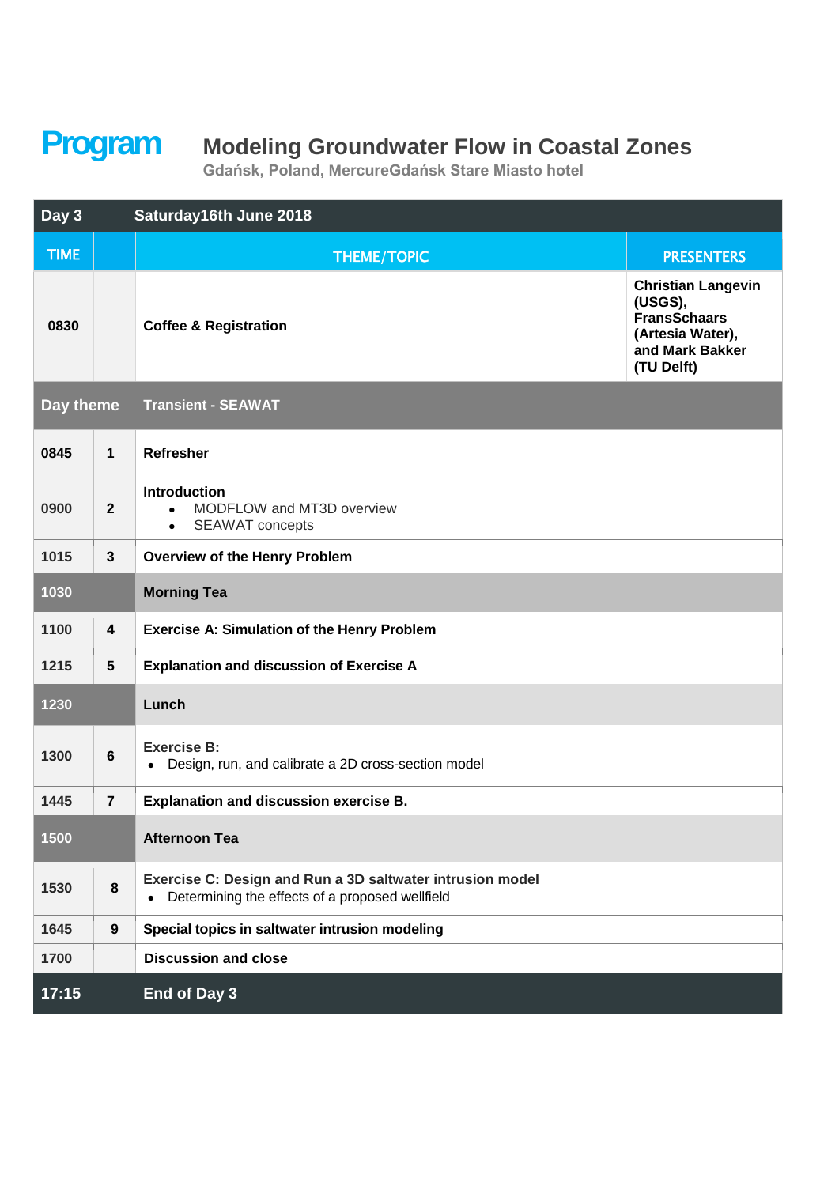# Program

## Modeling Groundwater Flow in Coastal Zones

**Gdańsk, Poland, MercureGdańsk Stare Miasto hotel**

| Day 3 | | Saturday16th June 2018 | |
|---|---|---|---|
| **TIME** | | **THEME/TOPIC** | **PRESENTERS** |
| **0830** | | **Coffee & Registration** | **Christian Langevin (USGS), FransSchaars (Artesia Water), and Mark Bakker (TU Delft)** |
| **Day theme** | | **Transient - SEAWAT** | |
| **0845** | **1** | **Refresher** | |
| **0900** | **2** | **Introduction**<br>• MODFLOW and MT3D overview<br>• SEAWAT concepts | |
| **1015** | **3** | **Overview of the Henry Problem** | |
| **1030** | | **Morning Tea** | |
| **1100** | **4** | **Exercise A: Simulation of the Henry Problem** | |
| **1215** | **5** | **Explanation and discussion of Exercise A** | |
| **1230** | | **Lunch** | |
| **1300** | **6** | **Exercise B:**<br>• Design, run, and calibrate a 2D cross-section model | |
| **1445** | **7** | **Explanation and discussion exercise B.** | |
| **1500** | | **Afternoon Tea** | |
| **1530** | **8** | **Exercise C: Design and Run a 3D saltwater intrusion model**<br>• Determining the effects of a proposed wellfield | |
| **1645** | **9** | **Special topics in saltwater intrusion modeling** | |
| **1700** | | **Discussion and close** | |
| **17:15** | | **End of Day 3** | |